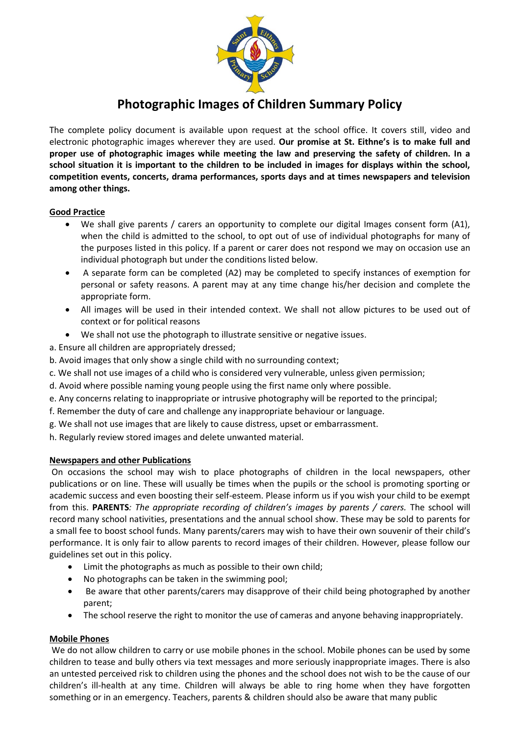# Photographic Images of Children Summary Policy

The complete policy document is available upon request at the school office. It covers still, video and electronic photographic images wherever they are used. **Our promise at St. Eithne's is to make full and proper use of photographic images while meeting the law and preserving the safety of children. In a school situation it is important to the children to be included in images for displays within the school, competition events, concerts, drama performances, sports days and at times newspapers and television among other things.**

## Good Practice

- We shall give parents / carers an opportunity to complete our digital Images consent form (A1), when the child is admitted to the school, to opt out of use of individual photographs for many of the purposes listed in this policy. If a parent or carer does not respond we may on occasion use an individual photograph but under the conditions listed below.
- A separate form can be completed (A2) may be completed to specify instances of exemption for personal or safety reasons. A parent may at any time change his/her decision and complete the appropriate form.
- All images will be used in their intended context. We shall not allow pictures to be used out of context or for political reasons
- We shall not use the photograph to illustrate sensitive or negative issues.

a. Ensure all children are appropriately dressed;
b. Avoid images that only show a single child with no surrounding context;
c. We shall not use images of a child who is considered very vulnerable, unless given permission;
d. Avoid where possible naming young people using the first name only where possible.
e. Any concerns relating to inappropriate or intrusive photography will be reported to the principal;
f. Remember the duty of care and challenge any inappropriate behaviour or language.
g. We shall not use images that are likely to cause distress, upset or embarrassment.
h. Regularly review stored images and delete unwanted material.

## Newspapers and other Publications

On occasions the school may wish to place photographs of children in the local newspapers, other publications or on line. These will usually be times when the pupils or the school is promoting sporting or academic success and even boosting their self-esteem. Please inform us if you wish your child to be exempt from this. **PARENTS***: The appropriate recording of children's images by parents / carers.* The school will record many school nativities, presentations and the annual school show. These may be sold to parents for a small fee to boost school funds. Many parents/carers may wish to have their own souvenir of their child's performance. It is only fair to allow parents to record images of their children. However, please follow our guidelines set out in this policy.

- Limit the photographs as much as possible to their own child;
- No photographs can be taken in the swimming pool;
- Be aware that other parents/carers may disapprove of their child being photographed by another parent;
- The school reserve the right to monitor the use of cameras and anyone behaving inappropriately.

## Mobile Phones

We do not allow children to carry or use mobile phones in the school. Mobile phones can be used by some children to tease and bully others via text messages and more seriously inappropriate images. There is also an untested perceived risk to children using the phones and the school does not wish to be the cause of our children's ill-health at any time. Children will always be able to ring home when they have forgotten something or in an emergency. Teachers, parents & children should also be aware that many public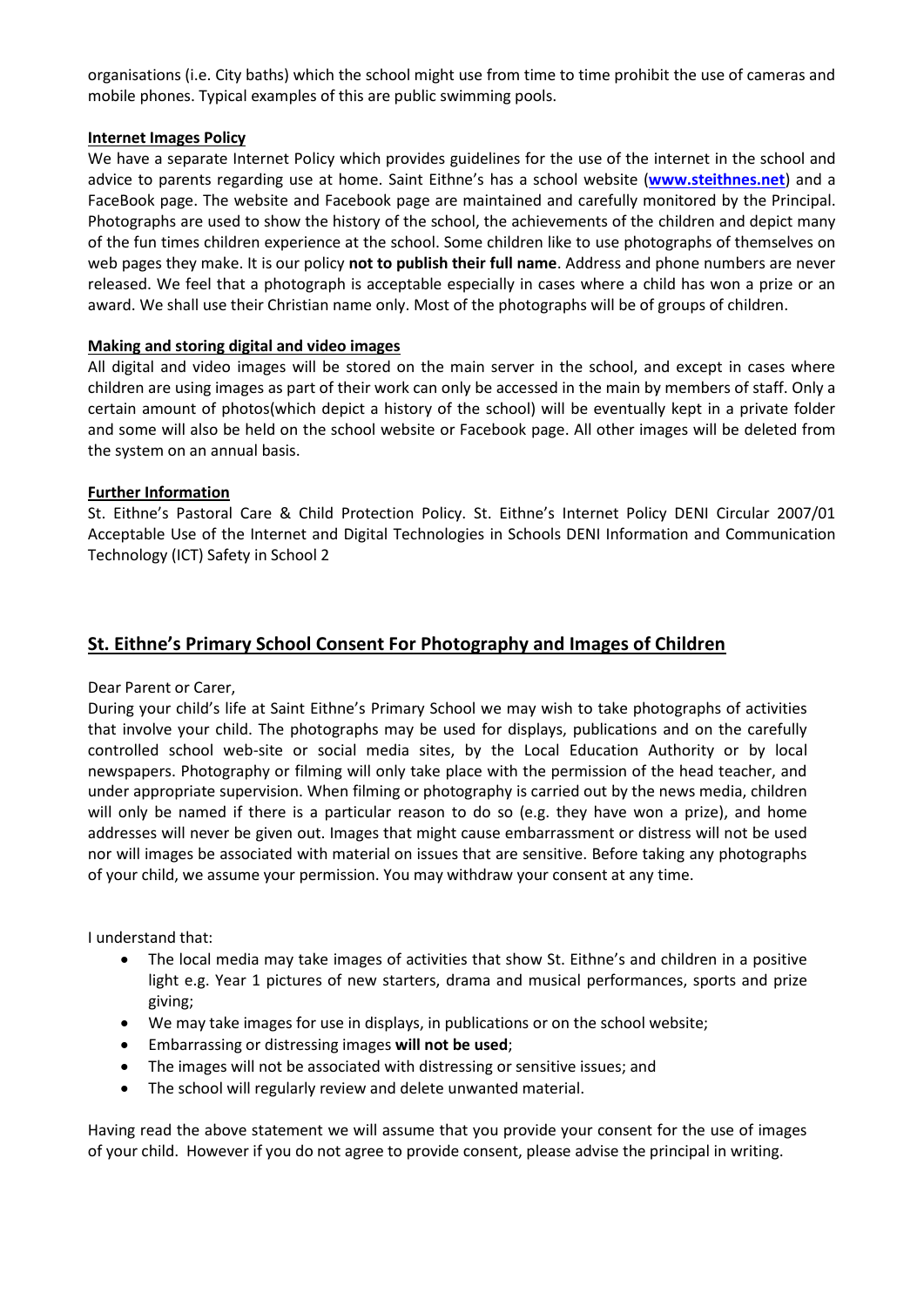organisations (i.e. City baths) which the school might use from time to time prohibit the use of cameras and mobile phones. Typical examples of this are public swimming pools.

**Internet Images Policy**

We have a separate Internet Policy which provides guidelines for the use of the internet in the school and advice to parents regarding use at home. Saint Eithne's has a school website (**www.steithnes.net**) and a FaceBook page. The website and Facebook page are maintained and carefully monitored by the Principal. Photographs are used to show the history of the school, the achievements of the children and depict many of the fun times children experience at the school. Some children like to use photographs of themselves on web pages they make. It is our policy **not to publish their full name**. Address and phone numbers are never released. We feel that a photograph is acceptable especially in cases where a child has won a prize or an award. We shall use their Christian name only. Most of the photographs will be of groups of children.

**Making and storing digital and video images**

All digital and video images will be stored on the main server in the school, and except in cases where children are using images as part of their work can only be accessed in the main by members of staff. Only a certain amount of photos(which depict a history of the school) will be eventually kept in a private folder and some will also be held on the school website or Facebook page. All other images will be deleted from the system on an annual basis.

**Further Information**

St. Eithne's Pastoral Care & Child Protection Policy. St. Eithne's Internet Policy DENI Circular 2007/01 Acceptable Use of the Internet and Digital Technologies in Schools DENI Information and Communication Technology (ICT) Safety in School 2

## St. Eithne's Primary School Consent For Photography and Images of Children

Dear Parent or Carer,

During your child's life at Saint Eithne's Primary School we may wish to take photographs of activities that involve your child. The photographs may be used for displays, publications and on the carefully controlled school web-site or social media sites, by the Local Education Authority or by local newspapers. Photography or filming will only take place with the permission of the head teacher, and under appropriate supervision. When filming or photography is carried out by the news media, children will only be named if there is a particular reason to do so (e.g. they have won a prize), and home addresses will never be given out. Images that might cause embarrassment or distress will not be used nor will images be associated with material on issues that are sensitive. Before taking any photographs of your child, we assume your permission. You may withdraw your consent at any time.

I understand that:

- The local media may take images of activities that show St. Eithne's and children in a positive light e.g. Year 1 pictures of new starters, drama and musical performances, sports and prize giving;
- We may take images for use in displays, in publications or on the school website;
- Embarrassing or distressing images **will not be used**;
- The images will not be associated with distressing or sensitive issues; and
- The school will regularly review and delete unwanted material.

Having read the above statement we will assume that you provide your consent for the use of images of your child. However if you do not agree to provide consent, please advise the principal in writing.